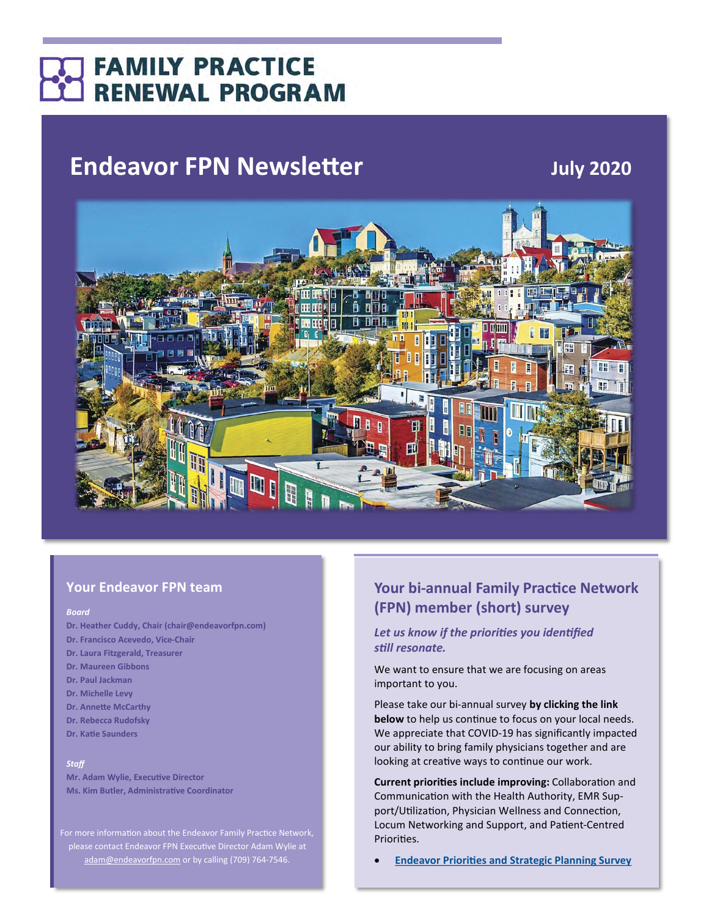# FAMILY PRACTICE RENEWAL PROGRAM

## Endeavor FPN Newsletter

**July 2020**

### Your Endeavor FPN team

***Board***

**Dr. Heather Cuddy, Chair (chair@endeavorfpn.com)**
**Dr. Francisco Acevedo, Vice-Chair**
**Dr. Laura Fitzgerald, Treasurer**
**Dr. Maureen Gibbons**
**Dr. Paul Jackman**
**Dr. Michelle Levy**
**Dr. Annette McCarthy**
**Dr. Rebecca Rudofsky**
**Dr. Katie Saunders**

***Staff***

**Mr. Adam Wylie, Executive Director**
**Ms. Kim Butler, Administrative Coordinator**

For more information about the Endeavor Family Practice Network, please contact Endeavor FPN Executive Director Adam Wylie at adam@endeavorfpn.com or by calling (709) 764-7546.

### Your bi-annual Family Practice Network (FPN) member (short) survey

***Let us know if the priorities you identified still resonate.***

We want to ensure that we are focusing on areas important to you.

Please take our bi-annual survey **by clicking the link below** to help us continue to focus on your local needs. We appreciate that COVID-19 has significantly impacted our ability to bring family physicians together and are looking at creative ways to continue our work.

**Current priorities include improving:** Collaboration and Communication with the Health Authority, EMR Support/Utilization, Physician Wellness and Connection, Locum Networking and Support, and Patient-Centred Priorities.

- **Endeavor Priorities and Strategic Planning Survey**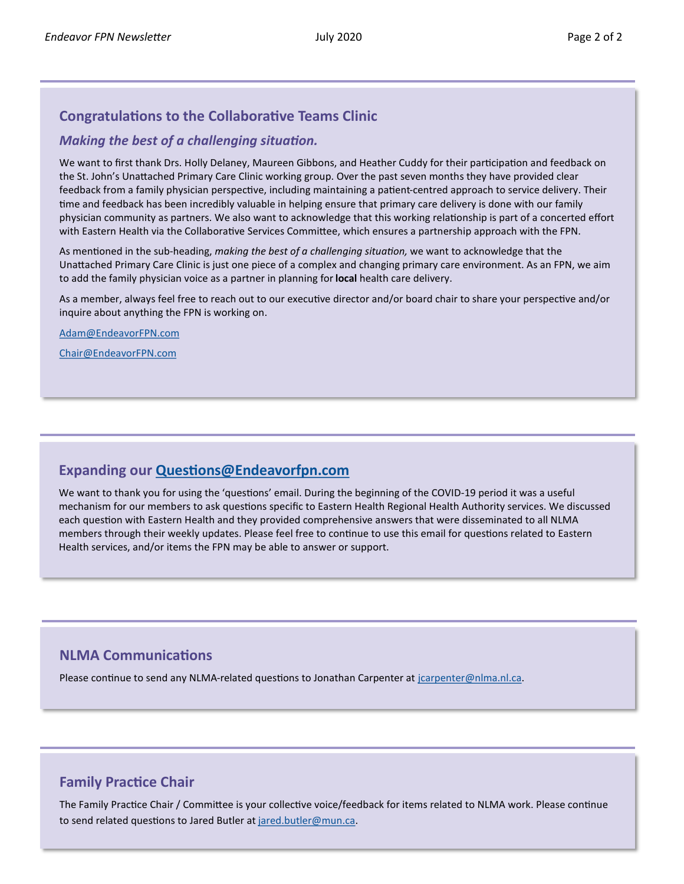## Congratulations to the Collaborative Teams Clinic

### *Making the best of a challenging situation.*

We want to first thank Drs. Holly Delaney, Maureen Gibbons, and Heather Cuddy for their participation and feedback on the St. John's Unattached Primary Care Clinic working group. Over the past seven months they have provided clear feedback from a family physician perspective, including maintaining a patient-centred approach to service delivery. Their time and feedback has been incredibly valuable in helping ensure that primary care delivery is done with our family physician community as partners. We also want to acknowledge that this working relationship is part of a concerted effort with Eastern Health via the Collaborative Services Committee, which ensures a partnership approach with the FPN.

As mentioned in the sub-heading, *making the best of a challenging situation,* we want to acknowledge that the Unattached Primary Care Clinic is just one piece of a complex and changing primary care environment. As an FPN, we aim to add the family physician voice as a partner in planning for **local** health care delivery.

As a member, always feel free to reach out to our executive director and/or board chair to share your perspective and/or inquire about anything the FPN is working on.

Adam@EndeavorFPN.com

Chair@EndeavorFPN.com

## Expanding our Questions@Endeavorfpn.com

We want to thank you for using the 'questions' email. During the beginning of the COVID-19 period it was a useful mechanism for our members to ask questions specific to Eastern Health Regional Health Authority services. We discussed each question with Eastern Health and they provided comprehensive answers that were disseminated to all NLMA members through their weekly updates. Please feel free to continue to use this email for questions related to Eastern Health services, and/or items the FPN may be able to answer or support.

## NLMA Communications

Please continue to send any NLMA-related questions to Jonathan Carpenter at jcarpenter@nlma.nl.ca.

## Family Practice Chair

The Family Practice Chair / Committee is your collective voice/feedback for items related to NLMA work. Please continue to send related questions to Jared Butler at jared.butler@mun.ca.